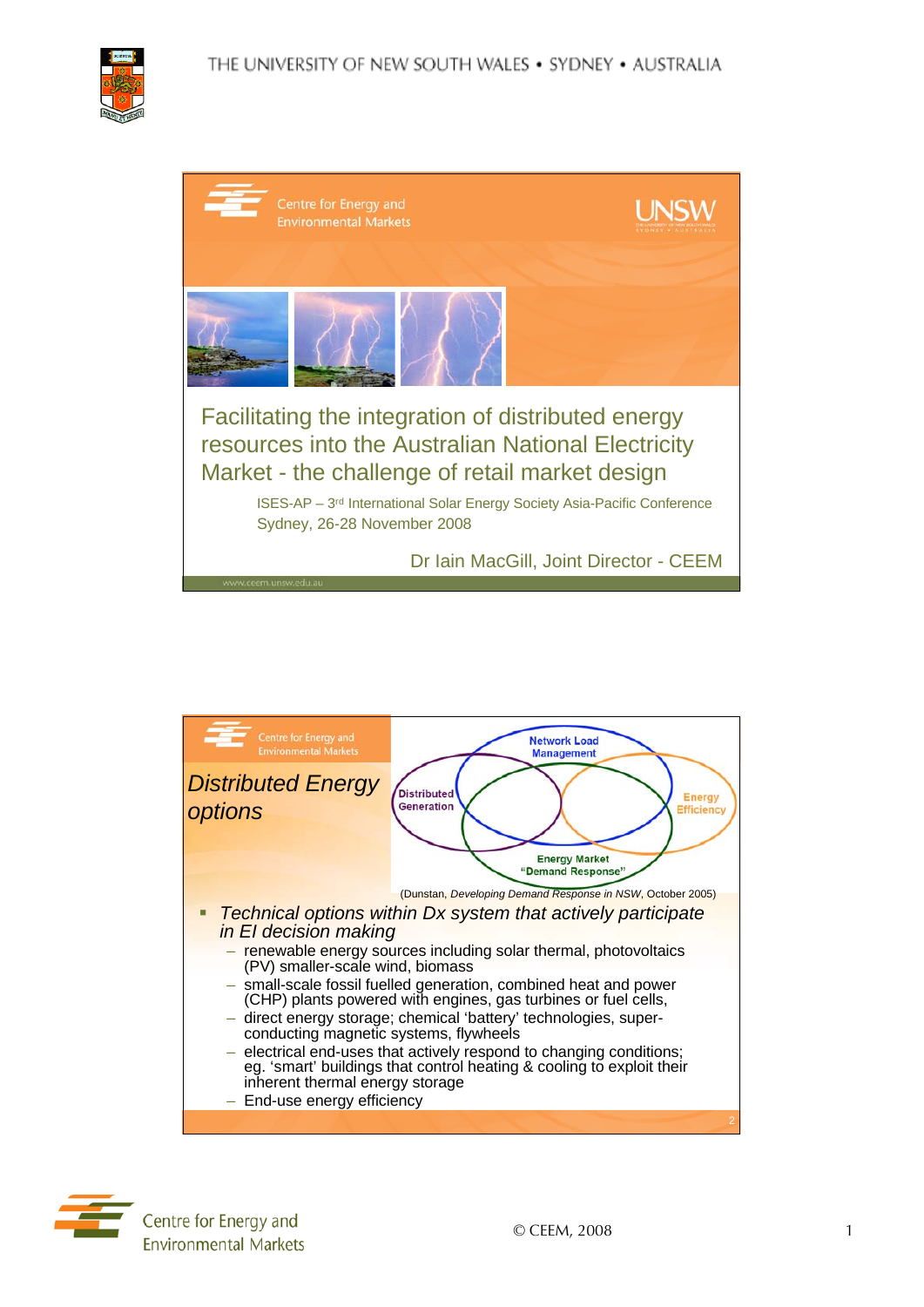# Facilitating the integration of distributed energy resources into the Australian National Electricity Market - the challenge of retail market design

ISES-AP – 3rd International Solar Energy Society Asia-Pacific Conference
Sydney, 26-28 November 2008

Dr Iain MacGill, Joint Director - CEEM

www.ceem.unsw.edu.au

---

## Distributed Energy options

Network Load Management

Distributed Generation

Energy Efficiency

Energy Market "Demand Response"

(Dunstan, *Developing Demand Response in NSW*, October 2005)

- *Technical options within Dx system that actively participate in EI decision making*
  - renewable energy sources including solar thermal, photovoltaics (PV) smaller-scale wind, biomass
  - small-scale fossil fuelled generation, combined heat and power (CHP) plants powered with engines, gas turbines or fuel cells,
  - direct energy storage; chemical 'battery' technologies, super-conducting magnetic systems, flywheels
  - electrical end-uses that actively respond to changing conditions; eg. 'smart' buildings that control heating & cooling to exploit their inherent thermal energy storage
  - End-use energy efficiency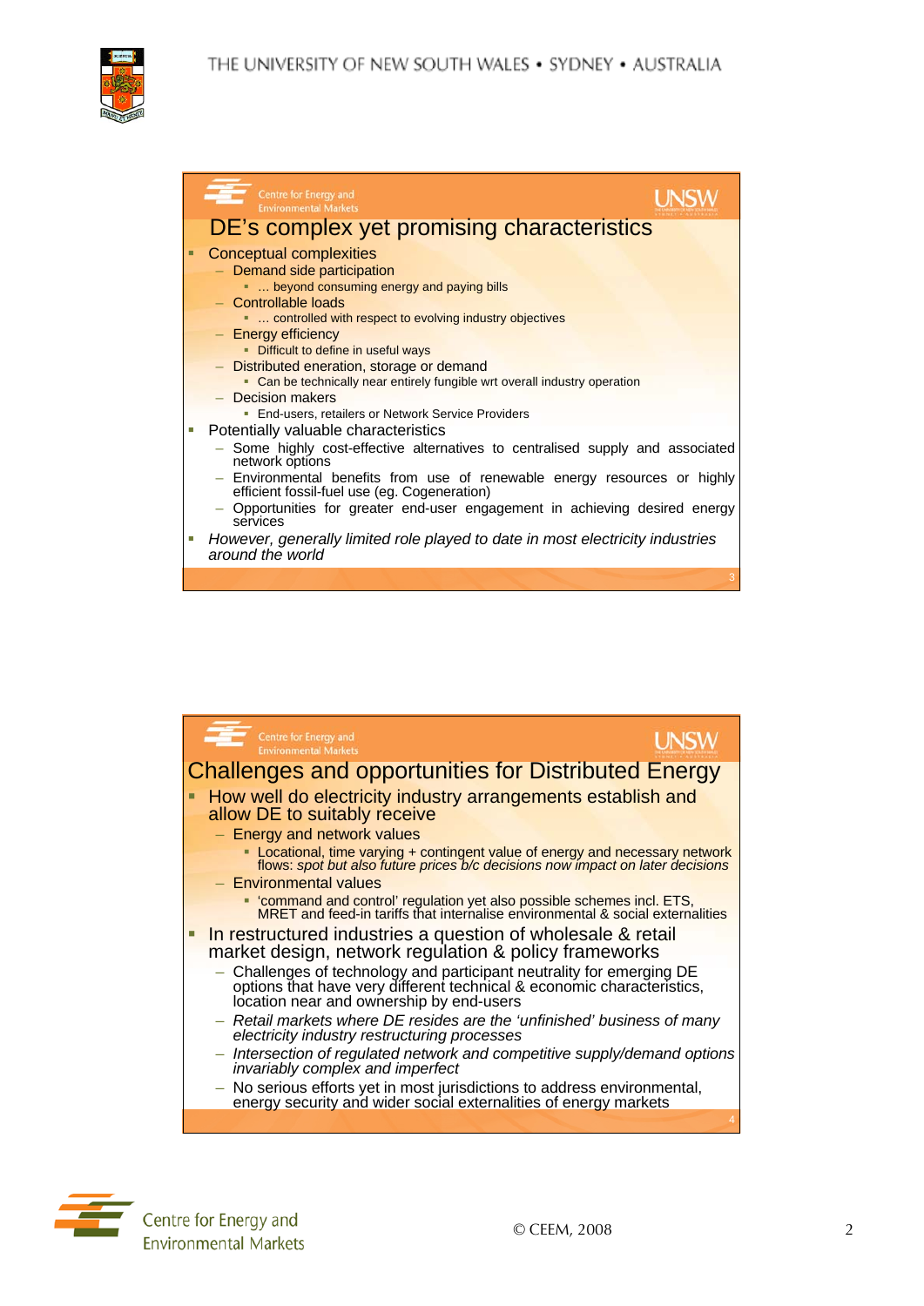## DE's complex yet promising characteristics

- Conceptual complexities
  - Demand side participation
    - … beyond consuming energy and paying bills
  - Controllable loads
    - … controlled with respect to evolving industry objectives
  - Energy efficiency
    - Difficult to define in useful ways
  - Distributed eneration, storage or demand
    - Can be technically near entirely fungible wrt overall industry operation
  - Decision makers
    - End-users, retailers or Network Service Providers
- Potentially valuable characteristics
  - Some highly cost-effective alternatives to centralised supply and associated network options
  - Environmental benefits from use of renewable energy resources or highly efficient fossil-fuel use (eg. Cogeneration)
  - Opportunities for greater end-user engagement in achieving desired energy services
- *However, generally limited role played to date in most electricity industries around the world*

## Challenges and opportunities for Distributed Energy

- How well do electricity industry arrangements establish and allow DE to suitably receive
  - Energy and network values
    - Locational, time varying + contingent value of energy and necessary network flows: *spot but also future prices b/c decisions now impact on later decisions*
  - Environmental values
    - 'command and control' regulation yet also possible schemes incl. ETS, MRET and feed-in tariffs that internalise environmental & social externalities
- In restructured industries a question of wholesale & retail market design, network regulation & policy frameworks
  - Challenges of technology and participant neutrality for emerging DE options that have very different technical & economic characteristics, location near and ownership by end-users
  - *Retail markets where DE resides are the 'unfinished' business of many electricity industry restructuring processes*
  - *Intersection of regulated network and competitive supply/demand options invariably complex and imperfect*
  - No serious efforts yet in most jurisdictions to address environmental, energy security and wider social externalities of energy markets

© CEEM, 2008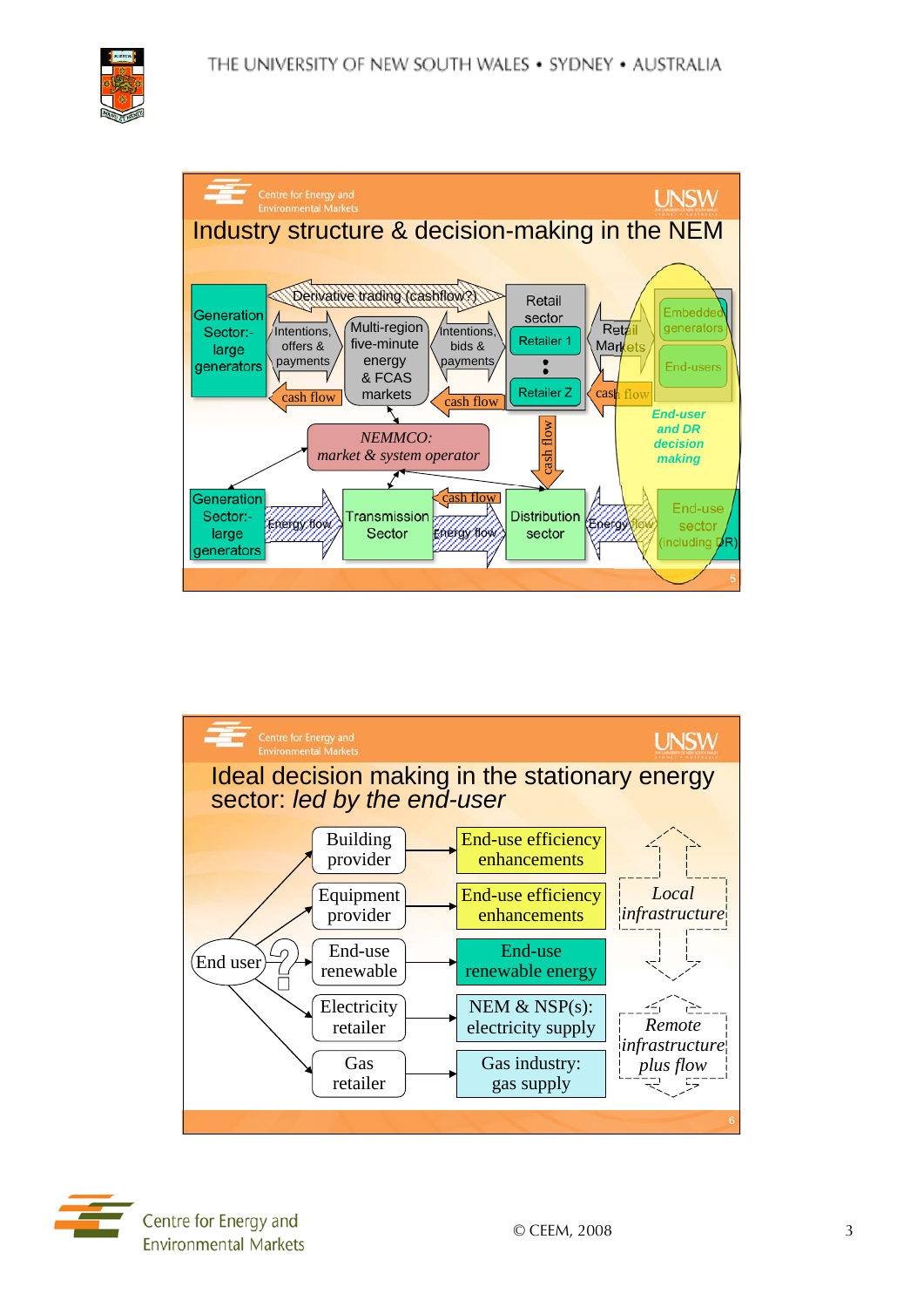## Industry structure & decision-making in the NEM

- Generation Sector:- large generators
- Derivative trading (cashflow?)
- Intentions, offers & payments
- cash flow
- Multi-region five-minute energy & FCAS markets
- Intentions, bids & payments
- cash flow
- Retail sector: Retailer 1 … Retailer Z
- Retail Markets
- cash flow
- Embedded generators
- End-users
- *End-user and DR decision making*
- *NEMMCO: market & system operator*
- cash flow
- Generation Sector:- large generators
- Energy flow
- Transmission Sector
- cash flow
- Energy flow
- Distribution sector
- Energy flow
- End-use sector (including DR)

## Ideal decision making in the stationary energy sector: *led by the end-user*

| End user | Provider | Outcome |
|---|---|---|
| End user | Building provider | End-use efficiency enhancements |
| | Equipment provider | End-use efficiency enhancements |
| | End-use renewable | End-use renewable energy |
| | Electricity retailer | NEM & NSP(s): electricity supply |
| | Gas retailer | Gas industry: gas supply |

*Local infrastructure*

*Remote infrastructure plus flow*

© CEEM, 2008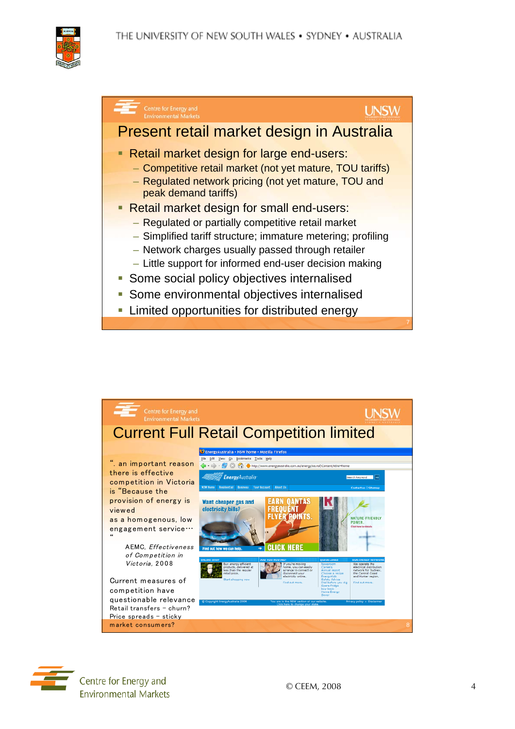## Present retail market design in Australia

- Retail market design for large end-users:
  - Competitive retail market (not yet mature, TOU tariffs)
  - Regulated network pricing (not yet mature, TOU and peak demand tariffs)
- Retail market design for small end-users:
  - Regulated or partially competitive retail market
  - Simplified tariff structure; immature metering; profiling
  - Network charges usually passed through retailer
  - Little support for informed end-user decision making
- Some social policy objectives internalised
- Some environmental objectives internalised
- Limited opportunities for distributed energy

## Current Full Retail Competition limited

“. an important reason there is effective competition in Victoria is “Because the provision of energy is viewed as a homogenous, low engagement service… “

AEMC, *Effectiveness of Competition in Victoria*, 2008

Current measures of competition have questionable relevance
Retail transfers – churn?
Price spreads – sticky market consumers?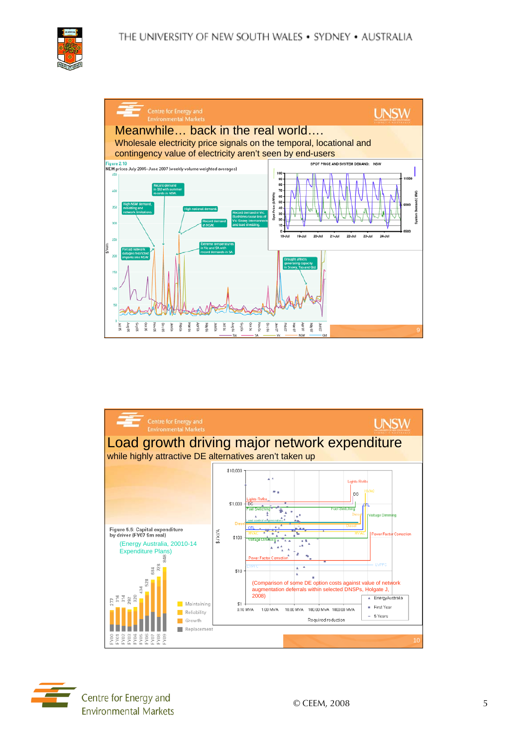## Meanwhile… back in the real world….

Wholesale electricity price signals on the temporal, locational and contingency value of electricity aren't seen by end-users

Figure 2.10
NEM prices July 2005–June 2007 (weekly volume weighted averages)

SPOT PRICE AND SYSTEM DEMAND: NSW

## Load growth driving major network expenditure

while highly attractive DE alternatives aren't taken up

Figure 5.5: Capital expenditure by driver (FY07 $m real)

(Energy Australia, 20010-14 Expenditure Plans)

(Comparison of some DE option costs against value of network augmentation deferrals within selected DNSPs, Holgate J, 2008)

© CEEM, 2008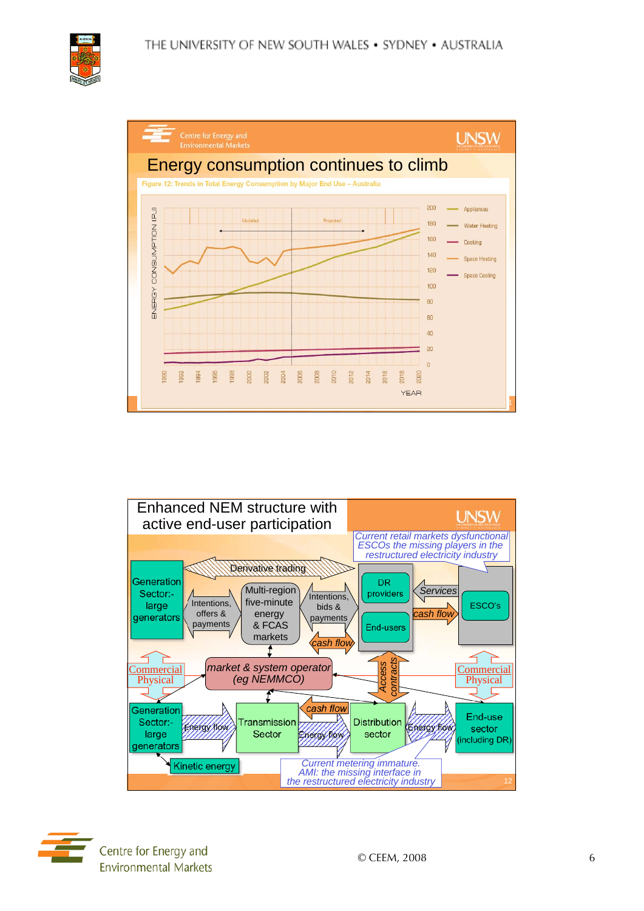## Energy consumption continues to climb

Figure 12: Trends in Total Energy Consumption by Major End Use – Australia

ENERGY CONSUMPTION (PJ)

Modelled | Projected

Appliances, Water Heating, Cooking, Space Heating, Space Cooling

YEAR: 1990, 1992, 1994, 1996, 1998, 2000, 2002, 2004, 2006, 2008, 2010, 2012, 2014, 2016, 2018, 2020

## Enhanced NEM structure with active end-user participation

*Current retail markets dysfunctional ESCOs the missing players in the restructured electricity industry*

- Generation Sector:- large generators
- Derivative trading
- Intentions, offers & payments
- Multi-region five-minute energy & FCAS markets
- Intentions, bids & payments
- cash flow
- DR providers
- End-users
- Services
- cash flow
- ESCO's
- Commercial / Physical
- *market & system operator (eg NEMMCO)*
- Access contracts
- Commercial / Physical
- Generation Sector:- large generators
- Energy flow
- Transmission Sector
- cash flow
- Energy flow
- Distribution sector
- Energy flow
- End-use sector (including DR)
- Kinetic energy

*Current metering immature. AMI: the missing interface in the restructured electricity industry*

© CEEM, 2008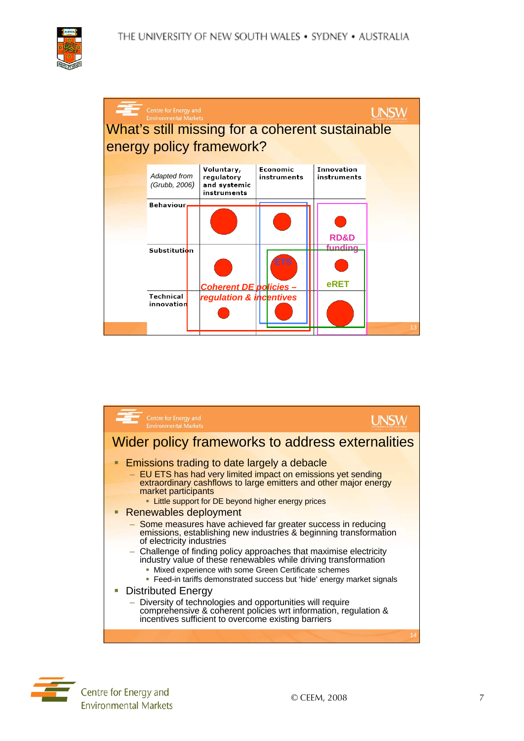## What's still missing for a coherent sustainable energy policy framework?

| *Adapted from (Grubb, 2006)* | Voluntary, regulatory and systemic instruments | Economic instruments | Innovation instruments |
|---|---|---|---|
| Behaviour | ● | ● | ● RD&D funding |
| Substitution | ● | ● ETS | ● eRET |
| Technical innovation | ● | ● | ● |

*Coherent DE policies – regulation & incentives*

## Wider policy frameworks to address externalities

- Emissions trading to date largely a debacle
  - EU ETS has had very limited impact on emissions yet sending extraordinary cashflows to large emitters and other major energy market participants
    - Little support for DE beyond higher energy prices
- Renewables deployment
  - Some measures have achieved far greater success in reducing emissions, establishing new industries & beginning transformation of electricity industries
  - Challenge of finding policy approaches that maximise electricity industry value of these renewables while driving transformation
    - Mixed experience with some Green Certificate schemes
    - Feed-in tariffs demonstrated success but 'hide' energy market signals
- Distributed Energy
  - Diversity of technologies and opportunities will require comprehensive & coherent policies wrt information, regulation & incentives sufficient to overcome existing barriers

© CEEM, 2008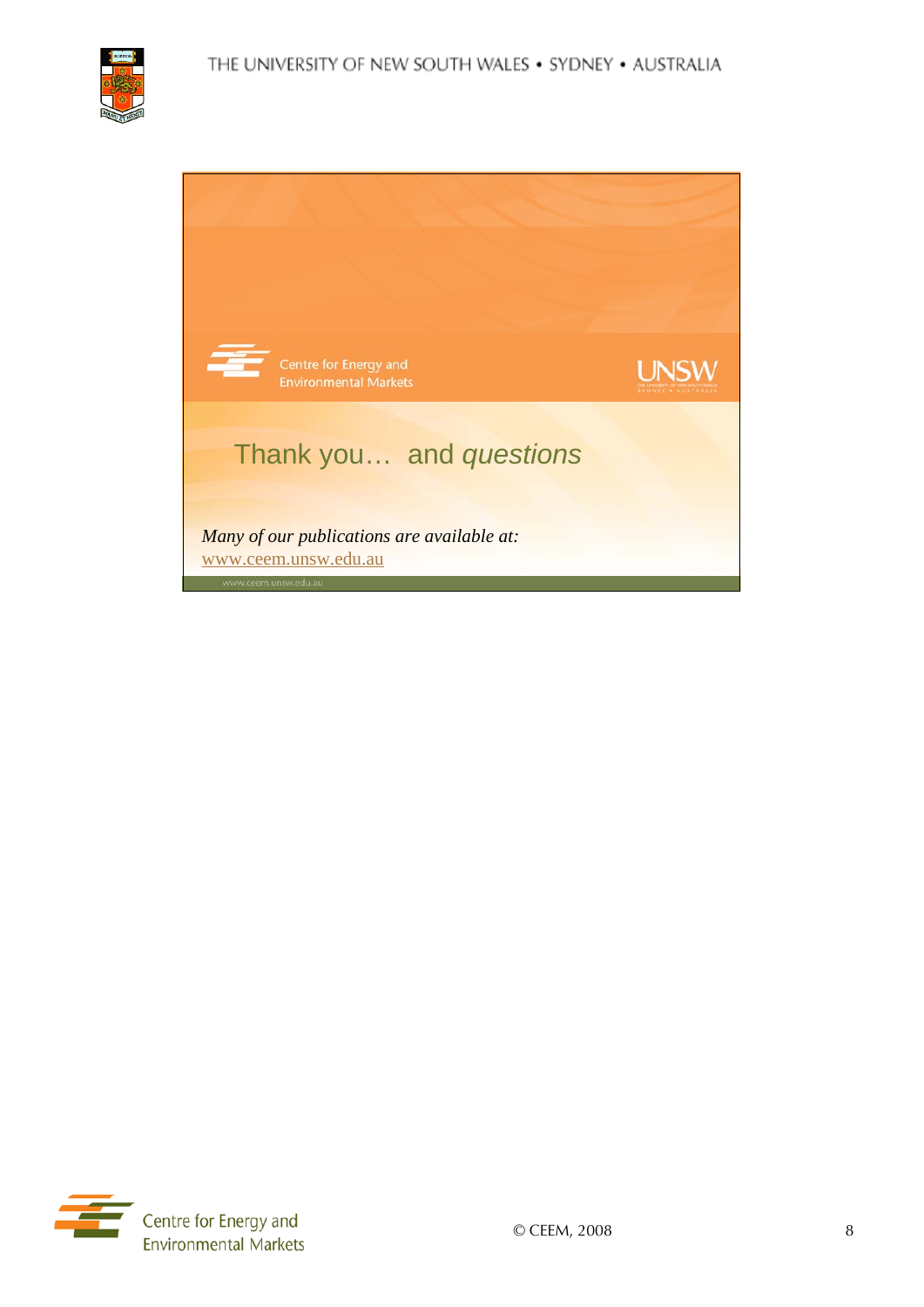Centre for Energy and
Environmental Markets

UNSW

## Thank you… and *questions*

*Many of our publications are available at:*
www.ceem.unsw.edu.au

www.ceem.unsw.edu.au